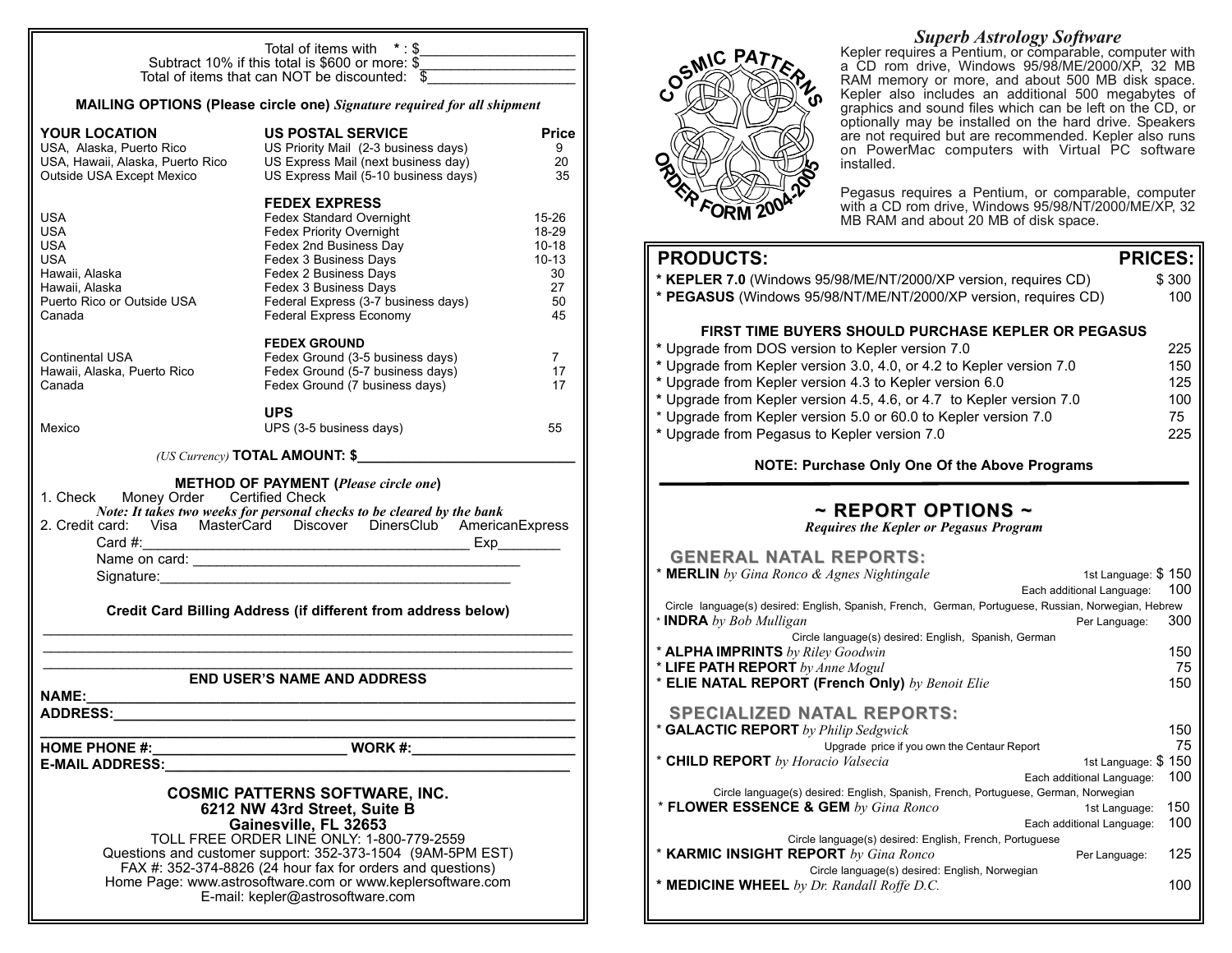Total of items with \* : $___________________

Subtract 10% if this total is $600 or more: $___________________

Total of items that can NOT be discounted: $___________________

**MAILING OPTIONS (Please circle one)** *Signature required for all shipment*

| YOUR LOCATION | US POSTAL SERVICE | Price |
|---|---|---|
| USA, Alaska, Puerto Rico | US Priority Mail (2-3 business days) | 9 |
| USA, Hawaii, Alaska, Puerto Rico | US Express Mail (next business day) | 20 |
| Outside USA Except Mexico | US Express Mail (5-10 business days) | 35 |
| | **FEDEX EXPRESS** | |
| USA | Fedex Standard Overnight | 15-26 |
| USA | Fedex Priority Overnight | 18-29 |
| USA | Fedex 2nd Business Day | 10-18 |
| USA | Fedex 3 Business Days | 10-13 |
| Hawaii, Alaska | Fedex 2 Business Days | 30 |
| Hawaii, Alaska | Fedex 3 Business Days | 27 |
| Puerto Rico or Outside USA | Federal Express (3-7 business days) | 50 |
| Canada | Federal Express Economy | 45 |
| | **FEDEX GROUND** | |
| Continental USA | Fedex Ground (3-5 business days) | 7 |
| Hawaii, Alaska, Puerto Rico | Fedex Ground (5-7 business days) | 17 |
| Canada | Fedex Ground (7 business days) | 17 |
| | **UPS** | |
| Mexico | UPS (3-5 business days) | 55 |

*(US Currency)* **TOTAL AMOUNT: $___________________________**

**METHOD OF PAYMENT (***Please circle one***)**

1. Check   Money Order   Certified Check

*Note: It takes two weeks for personal checks to be cleared by the bank*

2. Credit card: Visa MasterCard Discover DinersClub AmericanExpress

Card #:_________________________________________ Exp________

Name on card: __________________________________________

Signature:______________________________________________

**Credit Card Billing Address (if different from address below)**

___________________________________________________________________

___________________________________________________________________

___________________________________________________________________

**END USER'S NAME AND ADDRESS**

**NAME:**___________________________________________________________

**ADDRESS:**________________________________________________________

___________________________________________________________________

**HOME PHONE #:**_______________________ **WORK #:**___________________

**E-MAIL ADDRESS:**___________________________________________________

**COSMIC PATTERNS SOFTWARE, INC.**
**6212 NW 43rd Street, Suite B**
**Gainesville, FL 32653**
TOLL FREE ORDER LINE ONLY: 1-800-779-2559
Questions and customer support: 352-373-1504 (9AM-5PM EST)
FAX #: 352-374-8826 (24 hour fax for orders and questions)
Home Page: www.astrosoftware.com or www.keplersoftware.com
E-mail: kepler@astrosoftware.com

COSMIC PATTERNS ORDER FORM 2004-2005

## *Superb Astrology Software*

Kepler requires a Pentium, or comparable, computer with a CD rom drive, Windows 95/98/ME/2000/XP, 32 MB RAM memory or more, and about 500 MB disk space. Kepler also includes an additional 500 megabytes of graphics and sound files which can be left on the CD, or optionally may be installed on the hard drive. Speakers are not required but are recommended. Kepler also runs on PowerMac computers with Virtual PC software installed.

Pegasus requires a Pentium, or comparable, computer with a CD rom drive, Windows 95/98/NT/2000/ME/XP, 32 MB RAM and about 20 MB of disk space.

| PRODUCTS: | PRICES: |
|---|---|
| \* **KEPLER 7.0** (Windows 95/98/ME/NT/2000/XP version, requires CD) | $ 300 |
| \* **PEGASUS** (Windows 95/98/NT/ME/NT/2000/XP version, requires CD) | 100 |
| **FIRST TIME BUYERS SHOULD PURCHASE KEPLER OR PEGASUS** | |
| \* Upgrade from DOS version to Kepler version 7.0 | 225 |
| \* Upgrade from Kepler version 3.0, 4.0, or 4.2 to Kepler version 7.0 | 150 |
| \* Upgrade from Kepler version 4.3 to Kepler version 6.0 | 125 |
| \* Upgrade from Kepler version 4.5, 4.6, or 4.7 to Kepler version 7.0 | 100 |
| \* Upgrade from Kepler version 5.0 or 60.0 to Kepler version 7.0 | 75 |
| \* Upgrade from Pegasus to Kepler version 7.0 | 225 |

**NOTE: Purchase Only One Of the Above Programs**

## ~ REPORT OPTIONS ~

*Requires the Kepler or Pegasus Program*

### GENERAL NATAL REPORTS:

| Report | | Price |
|---|---|---|
| \* **MERLIN** *by Gina Ronco & Agnes Nightingale* | 1st Language: | $ 150 |
| | Each additional Language: | 100 |
| Circle language(s) desired: English, Spanish, French, German, Portuguese, Russian, Norwegian, Hebrew | | |
| \* **INDRA** *by Bob Mulligan* | Per Language: | 300 |
| Circle language(s) desired: English, Spanish, German | | |
| \* **ALPHA IMPRINTS** *by Riley Goodwin* | | 150 |
| \* **LIFE PATH REPORT** *by Anne Mogul* | | 75 |
| \* **ELIE NATAL REPORT (French Only)** *by Benoit Elie* | | 150 |

### SPECIALIZED NATAL REPORTS:

| Report | | Price |
|---|---|---|
| \* **GALACTIC REPORT** *by Philip Sedgwick* | | 150 |
| | Upgrade price if you own the Centaur Report | 75 |
| \* **CHILD REPORT** *by Horacio Valsecia* | 1st Language: | $ 150 |
| | Each additional Language: | 100 |
| Circle language(s) desired: English, Spanish, French, Portuguese, German, Norwegian | | |
| \* **FLOWER ESSENCE & GEM** *by Gina Ronco* | 1st Language: | 150 |
| | Each additional Language: | 100 |
| Circle language(s) desired: English, French, Portuguese | | |
| \* **KARMIC INSIGHT REPORT** *by Gina Ronco* | Per Language: | 125 |
| Circle language(s) desired: English, Norwegian | | |
| \* **MEDICINE WHEEL** *by Dr. Randall Roffe D.C.* | | 100 |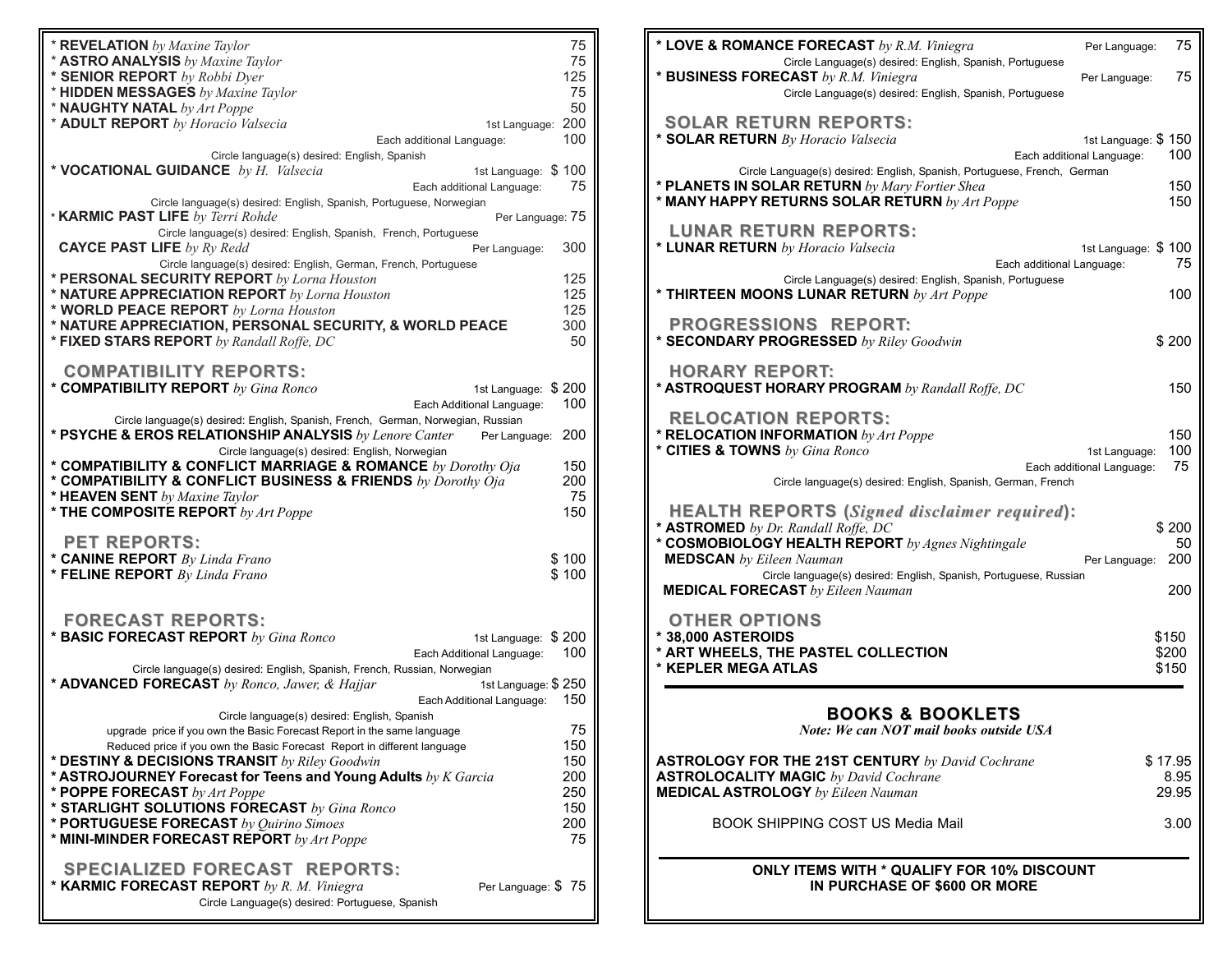* **REVELATION** *by Maxine Taylor* 75
* **ASTRO ANALYSIS** *by Maxine Taylor* 75
* **SENIOR REPORT** *by Robbi Dyer* 125
* **HIDDEN MESSAGES** *by Maxine Taylor* 75
* **NAUGHTY NATAL** *by Art Poppe* 50
* **ADULT REPORT** *by Horacio Valsecia* 1st Language: 200
Each additional Language: 100
Circle language(s) desired: English, Spanish
* **VOCATIONAL GUIDANCE** *by H. Valsecia* 1st Language: $ 100
Each additional Language: 75
Circle language(s) desired: English, Spanish, Portuguese, Norwegian
* **KARMIC PAST LIFE** *by Terri Rohde* Per Language: 75
Circle language(s) desired: English, Spanish, French, Portuguese
**CAYCE PAST LIFE** *by Ry Redd* Per Language: 300
Circle language(s) desired: English, German, French, Portuguese
* **PERSONAL SECURITY REPORT** *by Lorna Houston* 125
* **NATURE APPRECIATION REPORT** *by Lorna Houston* 125
* **WORLD PEACE REPORT** *by Lorna Houston* 125
* **NATURE APPRECIATION, PERSONAL SECURITY, & WORLD PEACE** 300
* **FIXED STARS REPORT** *by Randall Roffe, DC* 50

## COMPATIBILITY REPORTS:

* **COMPATIBILITY REPORT** *by Gina Ronco* 1st Language: $ 200
Each Additional Language: 100
Circle language(s) desired: English, Spanish, French, German, Norwegian, Russian
* **PSYCHE & EROS RELATIONSHIP ANALYSIS** *by Lenore Canter* Per Language: 200
Circle language(s) desired: English, Norwegian
* **COMPATIBILITY & CONFLICT MARRIAGE & ROMANCE** *by Dorothy Oja* 150
* **COMPATIBILITY & CONFLICT BUSINESS & FRIENDS** *by Dorothy Oja* 200
* **HEAVEN SENT** *by Maxine Taylor* 75
* **THE COMPOSITE REPORT** *by Art Poppe* 150

## PET REPORTS:

* **CANINE REPORT** *By Linda Frano* $ 100
* **FELINE REPORT** *By Linda Frano* $ 100

## FORECAST REPORTS:

* **BASIC FORECAST REPORT** *by Gina Ronco* 1st Language: $ 200
Each Additional Language: 100
Circle language(s) desired: English, Spanish, French, Russian, Norwegian
* **ADVANCED FORECAST** *by Ronco, Jawer, & Hajjar* 1st Language: $ 250
Each Additional Language: 150
Circle language(s) desired: English, Spanish
upgrade price if you own the Basic Forecast Report in the same language 75
Reduced price if you own the Basic Forecast Report in different language 150
* **DESTINY & DECISIONS TRANSIT** *by Riley Goodwin* 150
* **ASTROJOURNEY Forecast for Teens and Young Adults** *by K Garcia* 200
* **POPPE FORECAST** *by Art Poppe* 250
* **STARLIGHT SOLUTIONS FORECAST** *by Gina Ronco* 150
* **PORTUGUESE FORECAST** *by Quirino Simoes* 200
* **MINI-MINDER FORECAST REPORT** *by Art Poppe* 75

## SPECIALIZED FORECAST REPORTS:

* **KARMIC FORECAST REPORT** *by R. M. Viniegra* Per Language: $ 75
Circle Language(s) desired: Portuguese, Spanish

* **LOVE & ROMANCE FORECAST** *by R.M. Viniegra* Per Language: 75
Circle Language(s) desired: English, Spanish, Portuguese
* **BUSINESS FORECAST** *by R.M. Viniegra* Per Language: 75
Circle Language(s) desired: English, Spanish, Portuguese

## SOLAR RETURN REPORTS:

* **SOLAR RETURN** *By Horacio Valsecia* 1st Language: $ 150
Each additional Language: 100
Circle Language(s) desired: English, Spanish, Portuguese, French, German
* **PLANETS IN SOLAR RETURN** *by Mary Fortier Shea* 150
* **MANY HAPPY RETURNS SOLAR RETURN** *by Art Poppe* 150

## LUNAR RETURN REPORTS:

* **LUNAR RETURN** *by Horacio Valsecia* 1st Language: $ 100
Each additional Language: 75
Circle Language(s) desired: English, Spanish, Portuguese
* **THIRTEEN MOONS LUNAR RETURN** *by Art Poppe* 100

## PROGRESSIONS REPORT:

* **SECONDARY PROGRESSED** *by Riley Goodwin* $ 200

## HORARY REPORT:

* **ASTROQUEST HORARY PROGRAM** *by Randall Roffe, DC* 150

## RELOCATION REPORTS:

* **RELOCATION INFORMATION** *by Art Poppe* 150
* **CITIES & TOWNS** *by Gina Ronco* 1st Language: 100
Each additional Language: 75
Circle language(s) desired: English, Spanish, German, French

## HEALTH REPORTS (*Signed disclaimer required*):

* **ASTROMED** *by Dr. Randall Roffe, DC* $ 200
* **COSMOBIOLOGY HEALTH REPORT** *by Agnes Nightingale* 50
**MEDSCAN** *by Eileen Nauman* Per Language: 200
Circle language(s) desired: English, Spanish, Portuguese, Russian
**MEDICAL FORECAST** *by Eileen Nauman* 200

## OTHER OPTIONS

* **38,000 ASTEROIDS** $150
* **ART WHEELS, THE PASTEL COLLECTION** $200
* **KEPLER MEGA ATLAS** $150

## BOOKS & BOOKLETS

*Note: We can NOT mail books outside USA*

**ASTROLOGY FOR THE 21ST CENTURY** *by David Cochrane* $ 17.95
**ASTROLOCALITY MAGIC** *by David Cochrane* 8.95
**MEDICAL ASTROLOGY** *by Eileen Nauman* 29.95

BOOK SHIPPING COST US Media Mail 3.00

**ONLY ITEMS WITH * QUALIFY FOR 10% DISCOUNT IN PURCHASE OF $600 OR MORE**